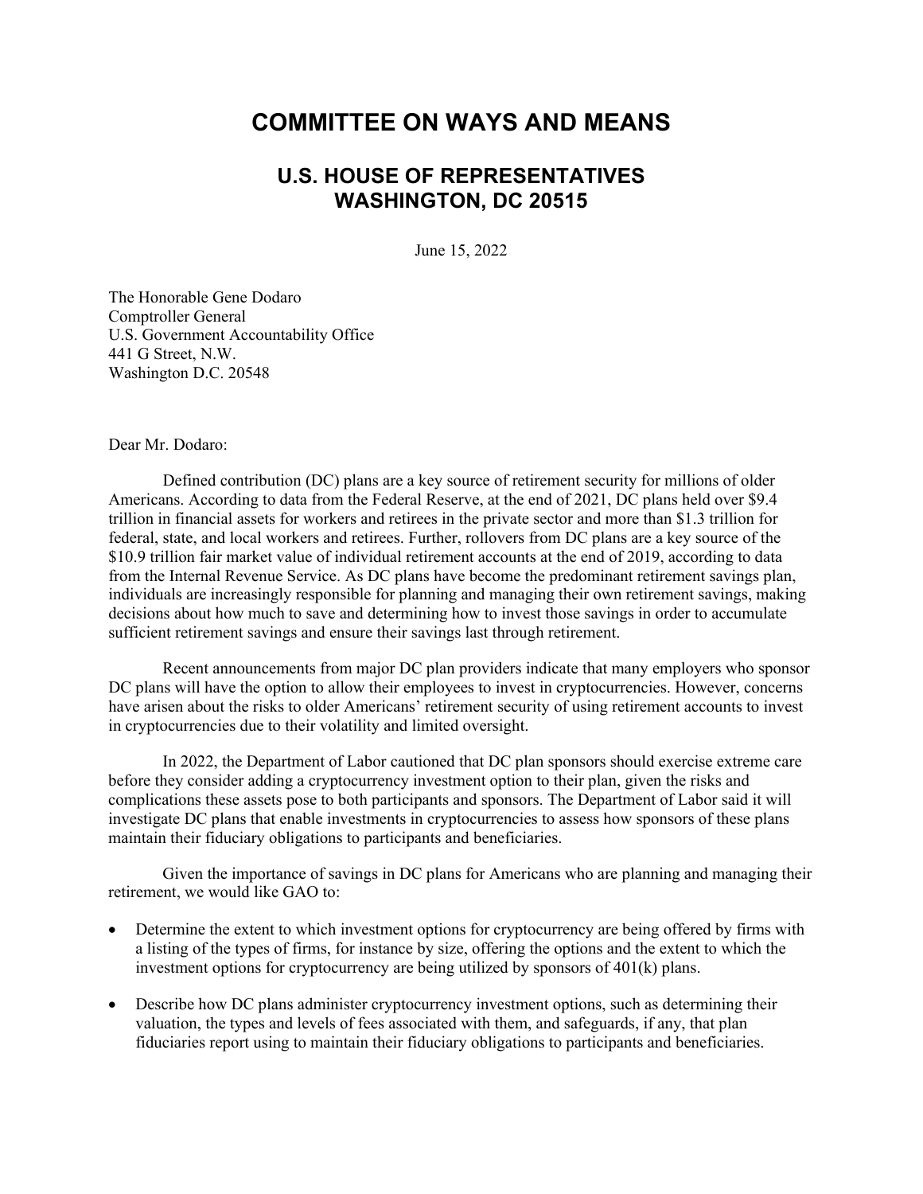# COMMITTEE ON WAYS AND MEANS

## U.S. HOUSE OF REPRESENTATIVES
## WASHINGTON, DC 20515

June 15, 2022

The Honorable Gene Dodaro
Comptroller General
U.S. Government Accountability Office
441 G Street, N.W.
Washington D.C. 20548

Dear Mr. Dodaro:

Defined contribution (DC) plans are a key source of retirement security for millions of older Americans. According to data from the Federal Reserve, at the end of 2021, DC plans held over $9.4 trillion in financial assets for workers and retirees in the private sector and more than $1.3 trillion for federal, state, and local workers and retirees. Further, rollovers from DC plans are a key source of the $10.9 trillion fair market value of individual retirement accounts at the end of 2019, according to data from the Internal Revenue Service. As DC plans have become the predominant retirement savings plan, individuals are increasingly responsible for planning and managing their own retirement savings, making decisions about how much to save and determining how to invest those savings in order to accumulate sufficient retirement savings and ensure their savings last through retirement.

Recent announcements from major DC plan providers indicate that many employers who sponsor DC plans will have the option to allow their employees to invest in cryptocurrencies. However, concerns have arisen about the risks to older Americans' retirement security of using retirement accounts to invest in cryptocurrencies due to their volatility and limited oversight.

In 2022, the Department of Labor cautioned that DC plan sponsors should exercise extreme care before they consider adding a cryptocurrency investment option to their plan, given the risks and complications these assets pose to both participants and sponsors. The Department of Labor said it will investigate DC plans that enable investments in cryptocurrencies to assess how sponsors of these plans maintain their fiduciary obligations to participants and beneficiaries.

Given the importance of savings in DC plans for Americans who are planning and managing their retirement, we would like GAO to:

- Determine the extent to which investment options for cryptocurrency are being offered by firms with a listing of the types of firms, for instance by size, offering the options and the extent to which the investment options for cryptocurrency are being utilized by sponsors of 401(k) plans.
- Describe how DC plans administer cryptocurrency investment options, such as determining their valuation, the types and levels of fees associated with them, and safeguards, if any, that plan fiduciaries report using to maintain their fiduciary obligations to participants and beneficiaries.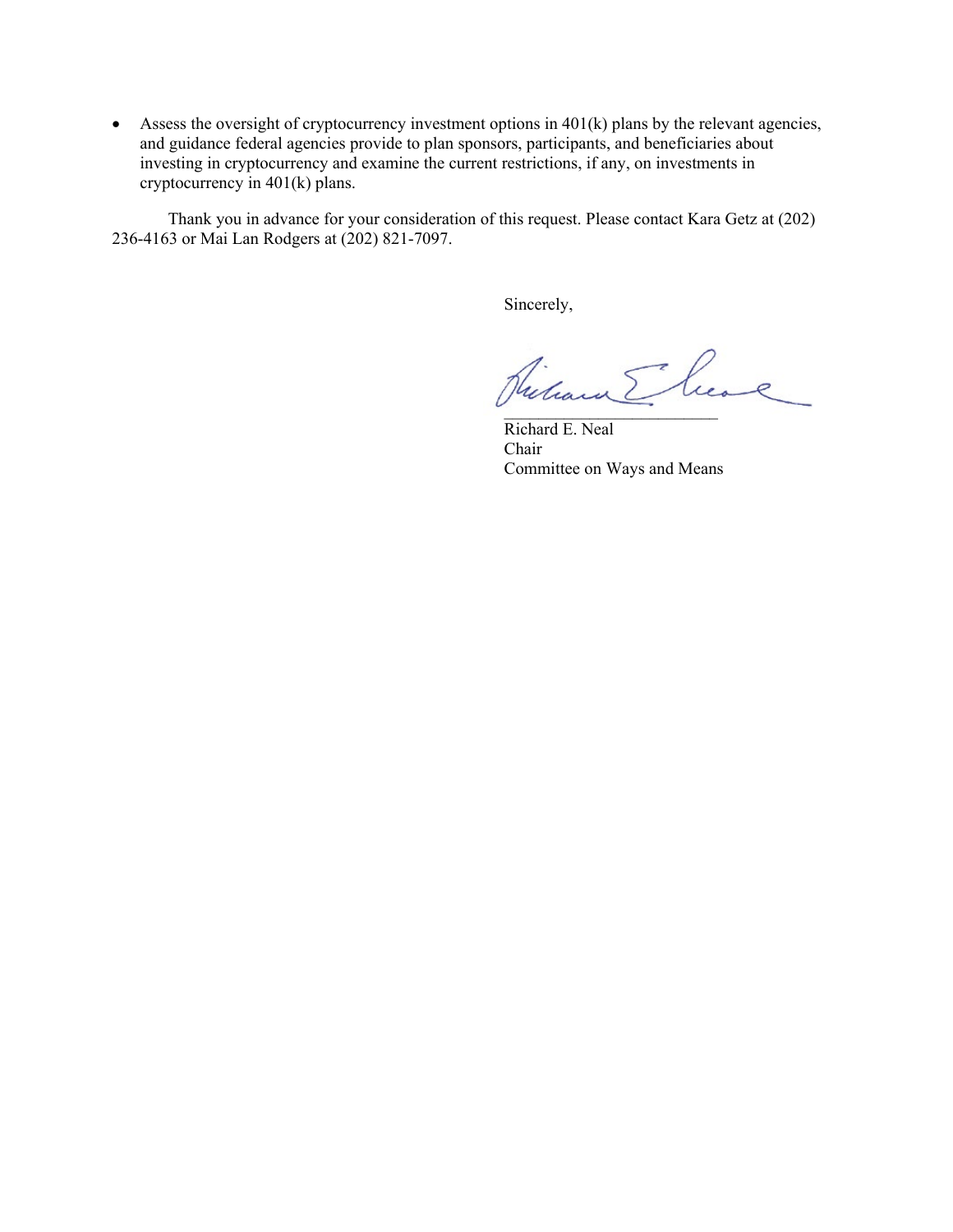- Assess the oversight of cryptocurrency investment options in 401(k) plans by the relevant agencies, and guidance federal agencies provide to plan sponsors, participants, and beneficiaries about investing in cryptocurrency and examine the current restrictions, if any, on investments in cryptocurrency in 401(k) plans.

Thank you in advance for your consideration of this request. Please contact Kara Getz at (202) 236-4163 or Mai Lan Rodgers at (202) 821-7097.

Sincerely,

Richard E. Neal
Chair
Committee on Ways and Means